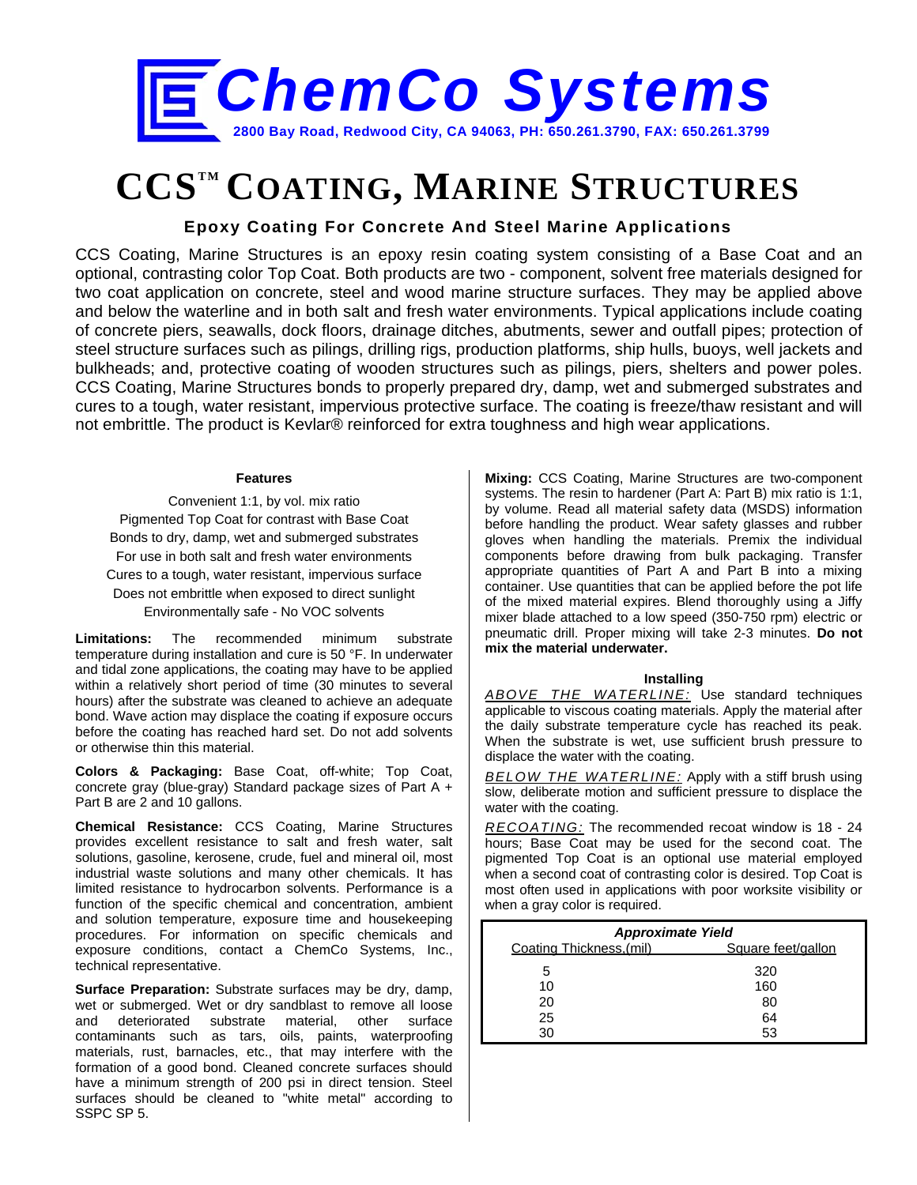# ChemCo Systems

2800 Bay Road, Redwood City, CA 94063, PH: 650.261.3790, FAX: 650.261.3799

# CCS™ COATING, MARINE STRUCTURES

### Epoxy Coating For Concrete And Steel Marine Applications

CCS Coating, Marine Structures is an epoxy resin coating system consisting of a Base Coat and an optional, contrasting color Top Coat. Both products are two - component, solvent free materials designed for two coat application on concrete, steel and wood marine structure surfaces. They may be applied above and below the waterline and in both salt and fresh water environments. Typical applications include coating of concrete piers, seawalls, dock floors, drainage ditches, abutments, sewer and outfall pipes; protection of steel structure surfaces such as pilings, drilling rigs, production platforms, ship hulls, buoys, well jackets and bulkheads; and, protective coating of wooden structures such as pilings, piers, shelters and power poles. CCS Coating, Marine Structures bonds to properly prepared dry, damp, wet and submerged substrates and cures to a tough, water resistant, impervious protective surface. The coating is freeze/thaw resistant and will not embrittle. The product is Kevlar® reinforced for extra toughness and high wear applications.

#### Features

Convenient 1:1, by vol. mix ratio
Pigmented Top Coat for contrast with Base Coat
Bonds to dry, damp, wet and submerged substrates
For use in both salt and fresh water environments
Cures to a tough, water resistant, impervious surface
Does not embrittle when exposed to direct sunlight
Environmentally safe - No VOC solvents

**Limitations:** The recommended minimum substrate temperature during installation and cure is 50 °F. In underwater and tidal zone applications, the coating may have to be applied within a relatively short period of time (30 minutes to several hours) after the substrate was cleaned to achieve an adequate bond. Wave action may displace the coating if exposure occurs before the coating has reached hard set. Do not add solvents or otherwise thin this material.

**Colors & Packaging:** Base Coat, off-white; Top Coat, concrete gray (blue-gray) Standard package sizes of Part A + Part B are 2 and 10 gallons.

**Chemical Resistance:** CCS Coating, Marine Structures provides excellent resistance to salt and fresh water, salt solutions, gasoline, kerosene, crude, fuel and mineral oil, most industrial waste solutions and many other chemicals. It has limited resistance to hydrocarbon solvents. Performance is a function of the specific chemical and concentration, ambient and solution temperature, exposure time and housekeeping procedures. For information on specific chemicals and exposure conditions, contact a ChemCo Systems, Inc., technical representative.

**Surface Preparation:** Substrate surfaces may be dry, damp, wet or submerged. Wet or dry sandblast to remove all loose and deteriorated substrate material, other surface contaminants such as tars, oils, paints, waterproofing materials, rust, barnacles, etc., that may interfere with the formation of a good bond. Cleaned concrete surfaces should have a minimum strength of 200 psi in direct tension. Steel surfaces should be cleaned to "white metal" according to SSPC SP 5.

**Mixing:** CCS Coating, Marine Structures are two-component systems. The resin to hardener (Part A: Part B) mix ratio is 1:1, by volume. Read all material safety data (MSDS) information before handling the product. Wear safety glasses and rubber gloves when handling the materials. Premix the individual components before drawing from bulk packaging. Transfer appropriate quantities of Part A and Part B into a mixing container. Use quantities that can be applied before the pot life of the mixed material expires. Blend thoroughly using a Jiffy mixer blade attached to a low speed (350-750 rpm) electric or pneumatic drill. Proper mixing will take 2-3 minutes. **Do not mix the material underwater.**

#### Installing

*ABOVE THE WATERLINE:* Use standard techniques applicable to viscous coating materials. Apply the material after the daily substrate temperature cycle has reached its peak. When the substrate is wet, use sufficient brush pressure to displace the water with the coating.

*BELOW THE WATERLINE:* Apply with a stiff brush using slow, deliberate motion and sufficient pressure to displace the water with the coating.

*RECOATING:* The recommended recoat window is 18 - 24 hours; Base Coat may be used for the second coat. The pigmented Top Coat is an optional use material employed when a second coat of contrasting color is desired. Top Coat is most often used in applications with poor worksite visibility or when a gray color is required.

***Approximate Yield***

| Coating Thickness,(mil) | Square feet/gallon |
|---|---|
| 5 | 320 |
| 10 | 160 |
| 20 | 80 |
| 25 | 64 |
| 30 | 53 |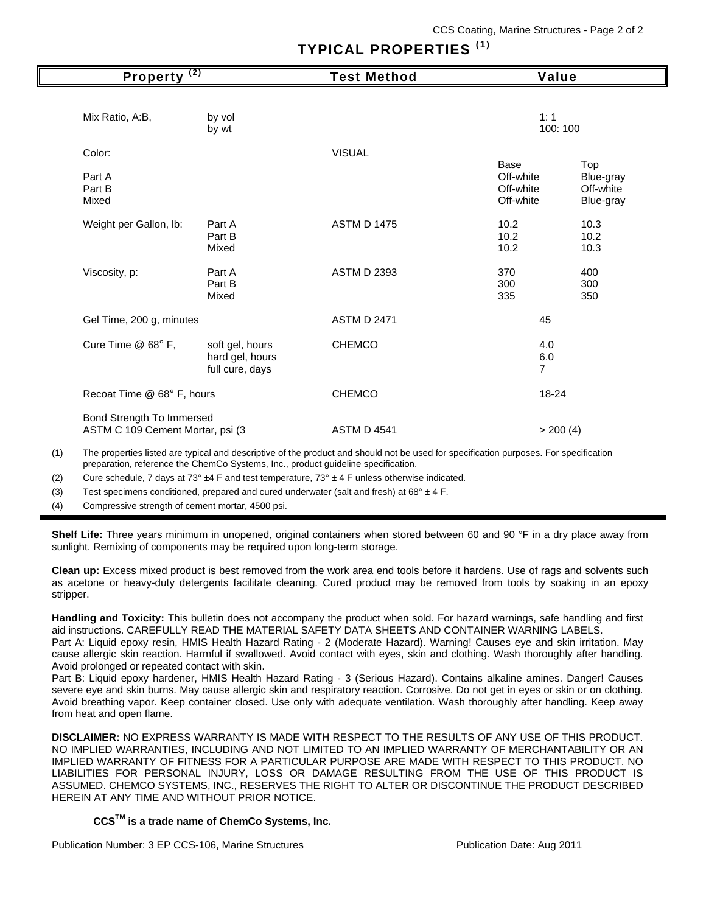## TYPICAL PROPERTIES [1]

| Property [2] | | Test Method | Value | |
|---|---|---|---|---|
| Mix Ratio, A:B, | by vol | | 1: 1 | |
| | by wt | | 100: 100 | |
| Color: | | VISUAL | Base | Top |
| Part A | | | Off-white | Blue-gray |
| Part B | | | Off-white | Off-white |
| Mixed | | | Off-white | Blue-gray |
| Weight per Gallon, lb: | Part A | ASTM D 1475 | 10.2 | 10.3 |
| | Part B | | 10.2 | 10.2 |
| | Mixed | | 10.2 | 10.3 |
| Viscosity, p: | Part A | ASTM D 2393 | 370 | 400 |
| | Part B | | 300 | 300 |
| | Mixed | | 335 | 350 |
| Gel Time, 200 g, minutes | | ASTM D 2471 | 45 | |
| Cure Time @ 68° F, | soft gel, hours | CHEMCO | 4.0 | |
| | hard gel, hours | | 6.0 | |
| | full cure, days | | 7 | |
| Recoat Time @ 68° F, hours | | CHEMCO | 18-24 | |
| Bond Strength To Immersed ASTM C 109 Cement Mortar, psi (3 | | ASTM D 4541 | > 200 (4) | |

(1) The properties listed are typical and descriptive of the product and should not be used for specification purposes. For specification preparation, reference the ChemCo Systems, Inc., product guideline specification.

(2) Cure schedule, 7 days at 73° ±4 F and test temperature, 73° ± 4 F unless otherwise indicated.

(3) Test specimens conditioned, prepared and cured underwater (salt and fresh) at 68° ± 4 F.

(4) Compressive strength of cement mortar, 4500 psi.

**Shelf Life:** Three years minimum in unopened, original containers when stored between 60 and 90 °F in a dry place away from sunlight. Remixing of components may be required upon long-term storage.

**Clean up:** Excess mixed product is best removed from the work area end tools before it hardens. Use of rags and solvents such as acetone or heavy-duty detergents facilitate cleaning. Cured product may be removed from tools by soaking in an epoxy stripper.

**Handling and Toxicity:** This bulletin does not accompany the product when sold. For hazard warnings, safe handling and first aid instructions. CAREFULLY READ THE MATERIAL SAFETY DATA SHEETS AND CONTAINER WARNING LABELS.
Part A: Liquid epoxy resin, HMIS Health Hazard Rating - 2 (Moderate Hazard). Warning! Causes eye and skin irritation. May cause allergic skin reaction. Harmful if swallowed. Avoid contact with eyes, skin and clothing. Wash thoroughly after handling. Avoid prolonged or repeated contact with skin.
Part B: Liquid epoxy hardener, HMIS Health Hazard Rating - 3 (Serious Hazard). Contains alkaline amines. Danger! Causes severe eye and skin burns. May cause allergic skin and respiratory reaction. Corrosive. Do not get in eyes or skin or on clothing. Avoid breathing vapor. Keep container closed. Use only with adequate ventilation. Wash thoroughly after handling. Keep away from heat and open flame.

**DISCLAIMER:** NO EXPRESS WARRANTY IS MADE WITH RESPECT TO THE RESULTS OF ANY USE OF THIS PRODUCT. NO IMPLIED WARRANTIES, INCLUDING AND NOT LIMITED TO AN IMPLIED WARRANTY OF MERCHANTABILITY OR AN IMPLIED WARRANTY OF FITNESS FOR A PARTICULAR PURPOSE ARE MADE WITH RESPECT TO THIS PRODUCT. NO LIABILITIES FOR PERSONAL INJURY, LOSS OR DAMAGE RESULTING FROM THE USE OF THIS PRODUCT IS ASSUMED. CHEMCO SYSTEMS, INC., RESERVES THE RIGHT TO ALTER OR DISCONTINUE THE PRODUCT DESCRIBED HEREIN AT ANY TIME AND WITHOUT PRIOR NOTICE.

**CCS™ is a trade name of ChemCo Systems, Inc.**

Publication Number: 3 EP CCS-106, Marine Structures    Publication Date: Aug 2011